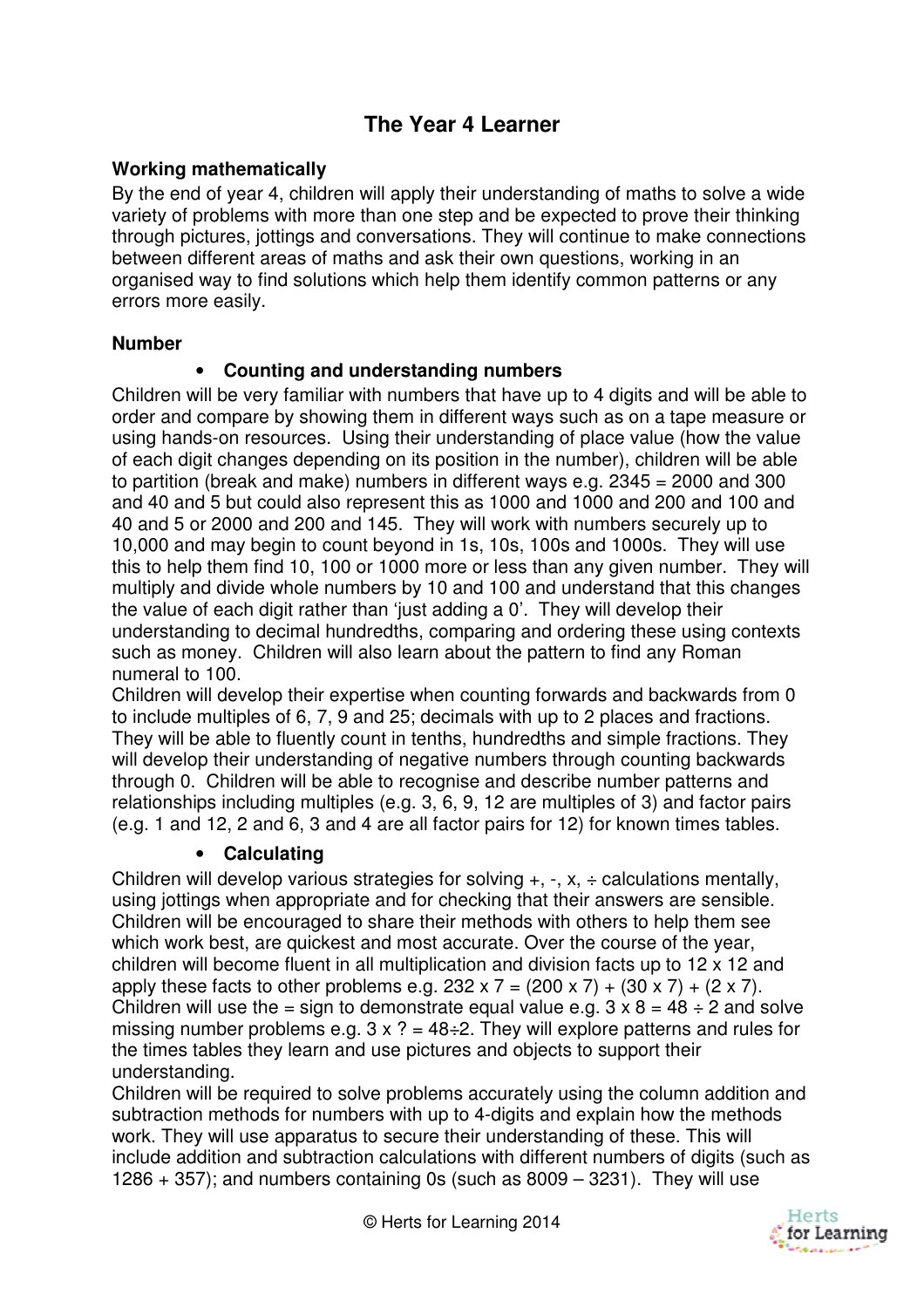# The Year 4 Learner

**Working mathematically**

By the end of year 4, children will apply their understanding of maths to solve a wide variety of problems with more than one step and be expected to prove their thinking through pictures, jottings and conversations. They will continue to make connections between different areas of maths and ask their own questions, working in an organised way to find solutions which help them identify common patterns or any errors more easily.

**Number**

- **Counting and understanding numbers**

Children will be very familiar with numbers that have up to 4 digits and will be able to order and compare by showing them in different ways such as on a tape measure or using hands-on resources. Using their understanding of place value (how the value of each digit changes depending on its position in the number), children will be able to partition (break and make) numbers in different ways e.g. 2345 = 2000 and 300 and 40 and 5 but could also represent this as 1000 and 1000 and 200 and 100 and 40 and 5 or 2000 and 200 and 145. They will work with numbers securely up to 10,000 and may begin to count beyond in 1s, 10s, 100s and 1000s. They will use this to help them find 10, 100 or 1000 more or less than any given number. They will multiply and divide whole numbers by 10 and 100 and understand that this changes the value of each digit rather than 'just adding a 0'. They will develop their understanding to decimal hundredths, comparing and ordering these using contexts such as money. Children will also learn about the pattern to find any Roman numeral to 100.

Children will develop their expertise when counting forwards and backwards from 0 to include multiples of 6, 7, 9 and 25; decimals with up to 2 places and fractions. They will be able to fluently count in tenths, hundredths and simple fractions. They will develop their understanding of negative numbers through counting backwards through 0. Children will be able to recognise and describe number patterns and relationships including multiples (e.g. 3, 6, 9, 12 are multiples of 3) and factor pairs (e.g. 1 and 12, 2 and 6, 3 and 4 are all factor pairs for 12) for known times tables.

- **Calculating**

Children will develop various strategies for solving +, -, x, ÷ calculations mentally, using jottings when appropriate and for checking that their answers are sensible. Children will be encouraged to share their methods with others to help them see which work best, are quickest and most accurate. Over the course of the year, children will become fluent in all multiplication and division facts up to 12 x 12 and apply these facts to other problems e.g. 232 x 7 = (200 x 7) + (30 x 7) + (2 x 7). Children will use the = sign to demonstrate equal value e.g. 3 x 8 = 48 ÷ 2 and solve missing number problems e.g. 3 x ? = 48÷2. They will explore patterns and rules for the times tables they learn and use pictures and objects to support their understanding.

Children will be required to solve problems accurately using the column addition and subtraction methods for numbers with up to 4-digits and explain how the methods work. They will use apparatus to secure their understanding of these. This will include addition and subtraction calculations with different numbers of digits (such as 1286 + 357); and numbers containing 0s (such as 8009 – 3231). They will use

© Herts for Learning 2014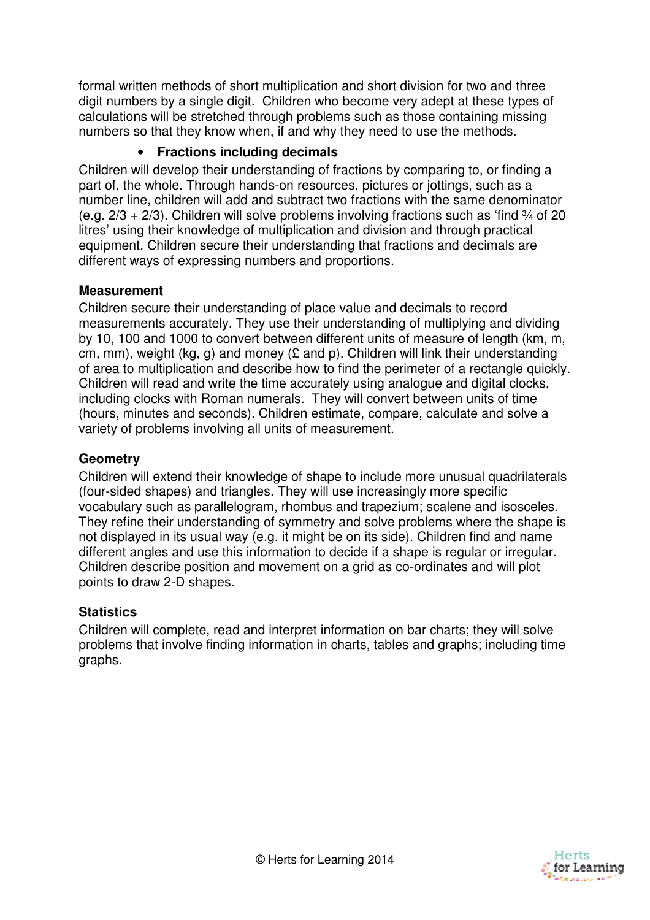formal written methods of short multiplication and short division for two and three digit numbers by a single digit. Children who become very adept at these types of calculations will be stretched through problems such as those containing missing numbers so that they know when, if and why they need to use the methods.

- **Fractions including decimals**

Children will develop their understanding of fractions by comparing to, or finding a part of, the whole. Through hands-on resources, pictures or jottings, such as a number line, children will add and subtract two fractions with the same denominator (e.g. $2/3 + 2/3$). Children will solve problems involving fractions such as 'find ¾ of 20 litres' using their knowledge of multiplication and division and through practical equipment. Children secure their understanding that fractions and decimals are different ways of expressing numbers and proportions.

**Measurement**

Children secure their understanding of place value and decimals to record measurements accurately. They use their understanding of multiplying and dividing by 10, 100 and 1000 to convert between different units of measure of length (km, m, cm, mm), weight (kg, g) and money (£ and p). Children will link their understanding of area to multiplication and describe how to find the perimeter of a rectangle quickly. Children will read and write the time accurately using analogue and digital clocks, including clocks with Roman numerals. They will convert between units of time (hours, minutes and seconds). Children estimate, compare, calculate and solve a variety of problems involving all units of measurement.

**Geometry**

Children will extend their knowledge of shape to include more unusual quadrilaterals (four-sided shapes) and triangles. They will use increasingly more specific vocabulary such as parallelogram, rhombus and trapezium; scalene and isosceles. They refine their understanding of symmetry and solve problems where the shape is not displayed in its usual way (e.g. it might be on its side). Children find and name different angles and use this information to decide if a shape is regular or irregular. Children describe position and movement on a grid as co-ordinates and will plot points to draw 2-D shapes.

**Statistics**

Children will complete, read and interpret information on bar charts; they will solve problems that involve finding information in charts, tables and graphs; including time graphs.

© Herts for Learning 2014